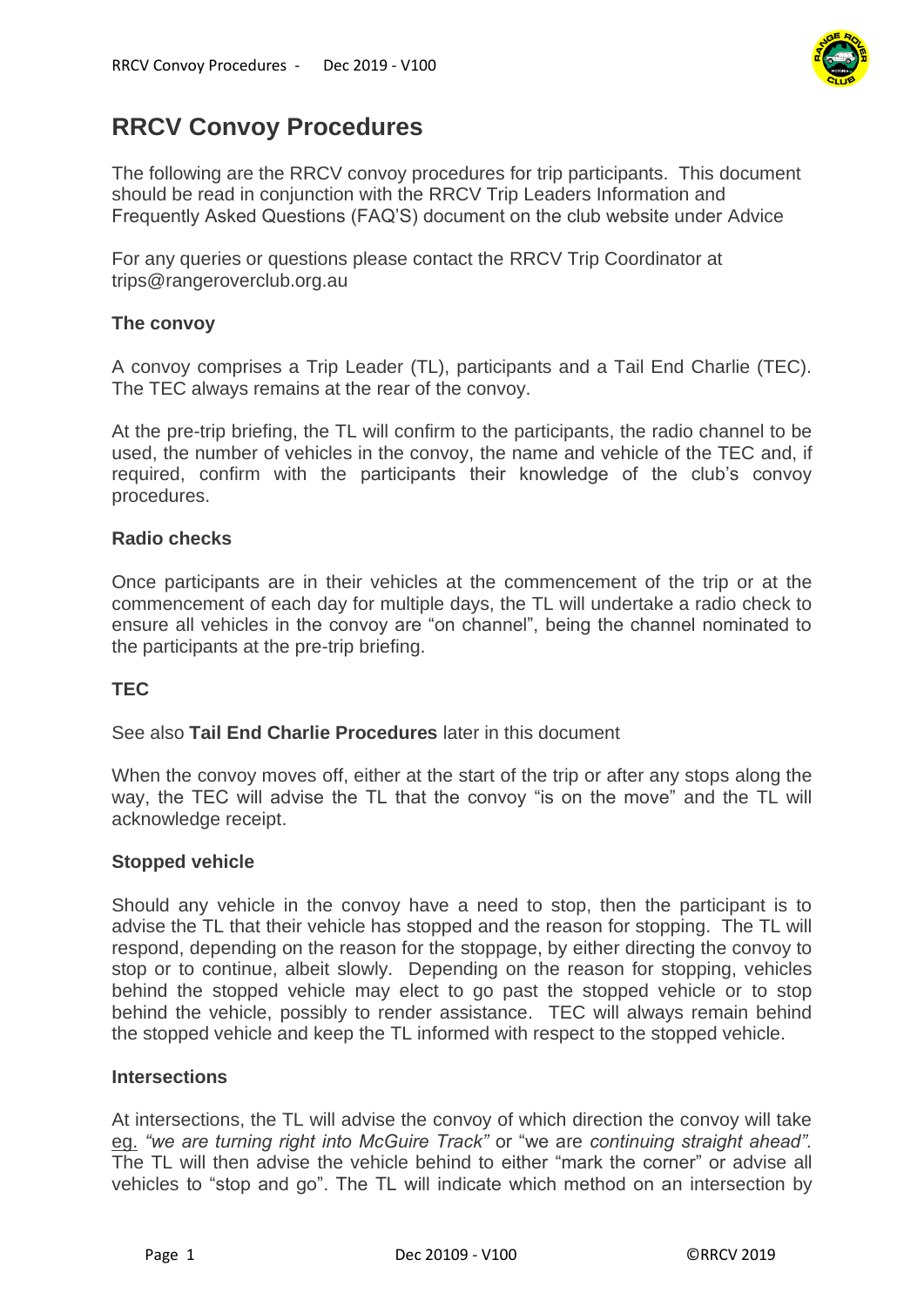# RRCV Convoy Procedures

The following are the RRCV convoy procedures for trip participants. This document should be read in conjunction with the RRCV Trip Leaders Information and Frequently Asked Questions (FAQ'S) document on the club website under Advice

For any queries or questions please contact the RRCV Trip Coordinator at trips@rangeroverclub.org.au

**The convoy**

A convoy comprises a Trip Leader (TL), participants and a Tail End Charlie (TEC). The TEC always remains at the rear of the convoy.

At the pre-trip briefing, the TL will confirm to the participants, the radio channel to be used, the number of vehicles in the convoy, the name and vehicle of the TEC and, if required, confirm with the participants their knowledge of the club's convoy procedures.

**Radio checks**

Once participants are in their vehicles at the commencement of the trip or at the commencement of each day for multiple days, the TL will undertake a radio check to ensure all vehicles in the convoy are "on channel", being the channel nominated to the participants at the pre-trip briefing.

**TEC**

See also **Tail End Charlie Procedures** later in this document

When the convoy moves off, either at the start of the trip or after any stops along the way, the TEC will advise the TL that the convoy "is on the move" and the TL will acknowledge receipt.

**Stopped vehicle**

Should any vehicle in the convoy have a need to stop, then the participant is to advise the TL that their vehicle has stopped and the reason for stopping. The TL will respond, depending on the reason for the stoppage, by either directing the convoy to stop or to continue, albeit slowly. Depending on the reason for stopping, vehicles behind the stopped vehicle may elect to go past the stopped vehicle or to stop behind the vehicle, possibly to render assistance. TEC will always remain behind the stopped vehicle and keep the TL informed with respect to the stopped vehicle.

**Intersections**

At intersections, the TL will advise the convoy of which direction the convoy will take eg. *"we are turning right into McGuire Track"* or "we are *continuing straight ahead"*. The TL will then advise the vehicle behind to either "mark the corner" or advise all vehicles to "stop and go". The TL will indicate which method on an intersection by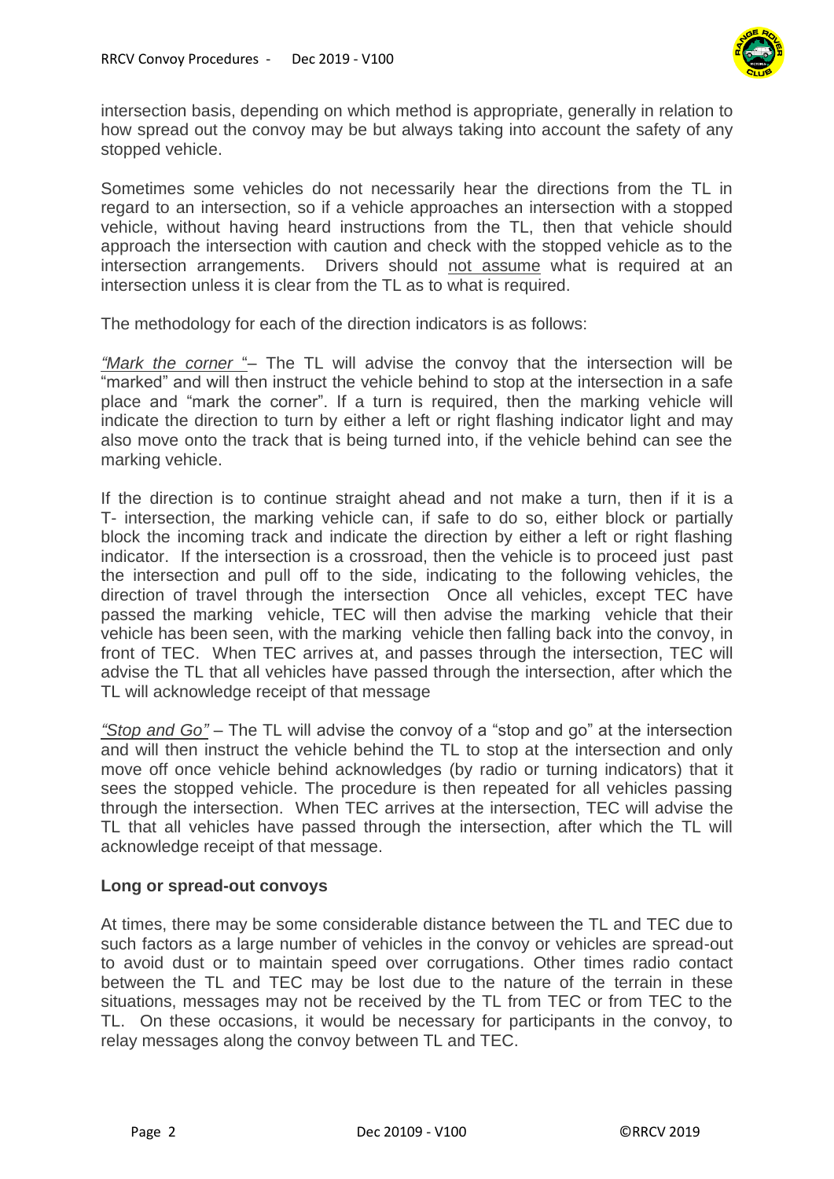intersection basis, depending on which method is appropriate, generally in relation to how spread out the convoy may be but always taking into account the safety of any stopped vehicle.

Sometimes some vehicles do not necessarily hear the directions from the TL in regard to an intersection, so if a vehicle approaches an intersection with a stopped vehicle, without having heard instructions from the TL, then that vehicle should approach the intersection with caution and check with the stopped vehicle as to the intersection arrangements. Drivers should not assume what is required at an intersection unless it is clear from the TL as to what is required.

The methodology for each of the direction indicators is as follows:

*"Mark the corner "*– The TL will advise the convoy that the intersection will be "marked" and will then instruct the vehicle behind to stop at the intersection in a safe place and "mark the corner". If a turn is required, then the marking vehicle will indicate the direction to turn by either a left or right flashing indicator light and may also move onto the track that is being turned into, if the vehicle behind can see the marking vehicle.

If the direction is to continue straight ahead and not make a turn, then if it is a T- intersection, the marking vehicle can, if safe to do so, either block or partially block the incoming track and indicate the direction by either a left or right flashing indicator. If the intersection is a crossroad, then the vehicle is to proceed just past the intersection and pull off to the side, indicating to the following vehicles, the direction of travel through the intersection Once all vehicles, except TEC have passed the marking vehicle, TEC will then advise the marking vehicle that their vehicle has been seen, with the marking vehicle then falling back into the convoy, in front of TEC. When TEC arrives at, and passes through the intersection, TEC will advise the TL that all vehicles have passed through the intersection, after which the TL will acknowledge receipt of that message

*"Stop and Go"* – The TL will advise the convoy of a "stop and go" at the intersection and will then instruct the vehicle behind the TL to stop at the intersection and only move off once vehicle behind acknowledges (by radio or turning indicators) that it sees the stopped vehicle. The procedure is then repeated for all vehicles passing through the intersection. When TEC arrives at the intersection, TEC will advise the TL that all vehicles have passed through the intersection, after which the TL will acknowledge receipt of that message.

**Long or spread-out convoys**

At times, there may be some considerable distance between the TL and TEC due to such factors as a large number of vehicles in the convoy or vehicles are spread-out to avoid dust or to maintain speed over corrugations. Other times radio contact between the TL and TEC may be lost due to the nature of the terrain in these situations, messages may not be received by the TL from TEC or from TEC to the TL. On these occasions, it would be necessary for participants in the convoy, to relay messages along the convoy between TL and TEC.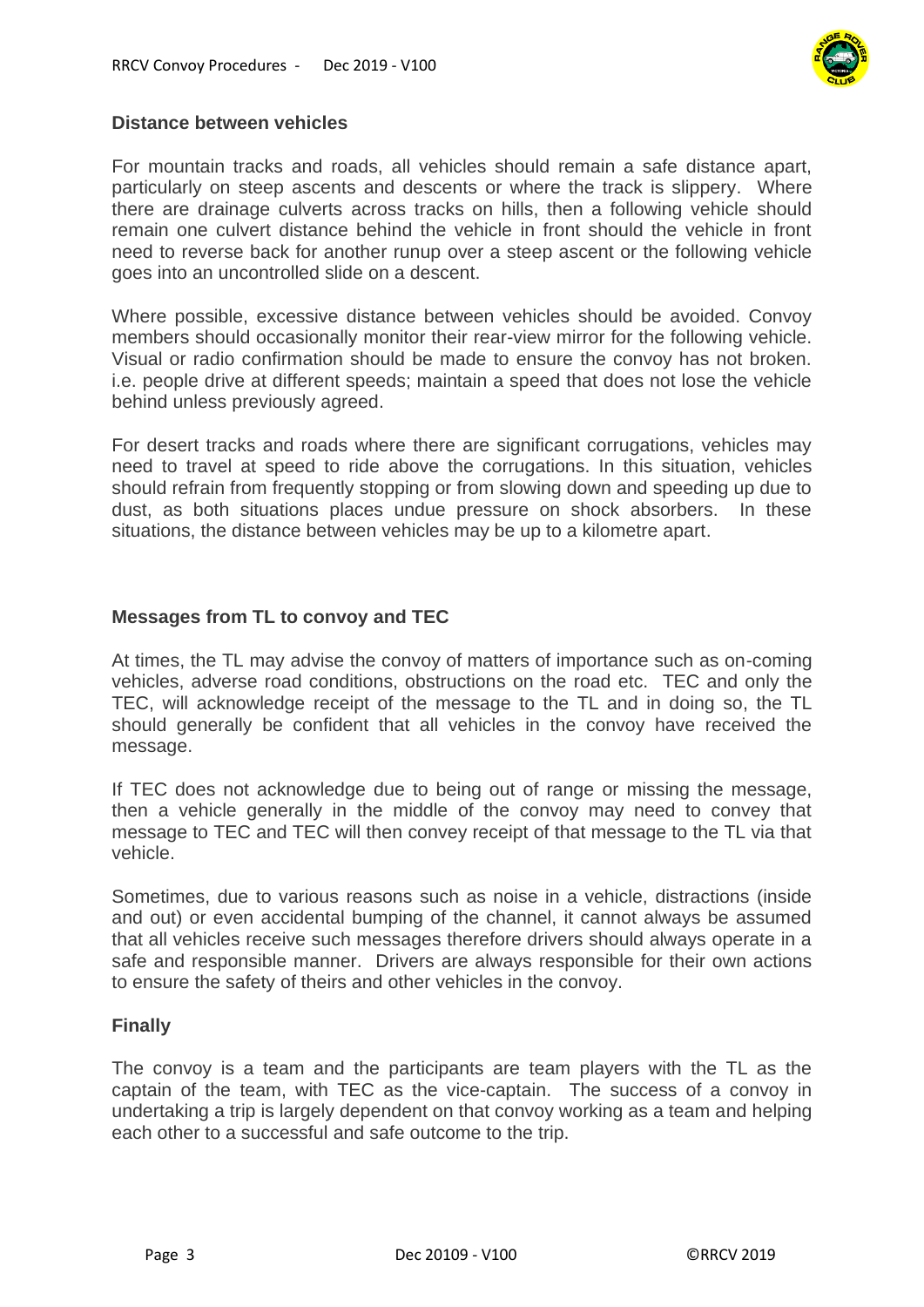## Distance between vehicles

For mountain tracks and roads, all vehicles should remain a safe distance apart, particularly on steep ascents and descents or where the track is slippery. Where there are drainage culverts across tracks on hills, then a following vehicle should remain one culvert distance behind the vehicle in front should the vehicle in front need to reverse back for another runup over a steep ascent or the following vehicle goes into an uncontrolled slide on a descent.

Where possible, excessive distance between vehicles should be avoided. Convoy members should occasionally monitor their rear-view mirror for the following vehicle. Visual or radio confirmation should be made to ensure the convoy has not broken. i.e. people drive at different speeds; maintain a speed that does not lose the vehicle behind unless previously agreed.

For desert tracks and roads where there are significant corrugations, vehicles may need to travel at speed to ride above the corrugations. In this situation, vehicles should refrain from frequently stopping or from slowing down and speeding up due to dust, as both situations places undue pressure on shock absorbers. In these situations, the distance between vehicles may be up to a kilometre apart.

## Messages from TL to convoy and TEC

At times, the TL may advise the convoy of matters of importance such as on-coming vehicles, adverse road conditions, obstructions on the road etc. TEC and only the TEC, will acknowledge receipt of the message to the TL and in doing so, the TL should generally be confident that all vehicles in the convoy have received the message.

If TEC does not acknowledge due to being out of range or missing the message, then a vehicle generally in the middle of the convoy may need to convey that message to TEC and TEC will then convey receipt of that message to the TL via that vehicle.

Sometimes, due to various reasons such as noise in a vehicle, distractions (inside and out) or even accidental bumping of the channel, it cannot always be assumed that all vehicles receive such messages therefore drivers should always operate in a safe and responsible manner. Drivers are always responsible for their own actions to ensure the safety of theirs and other vehicles in the convoy.

## Finally

The convoy is a team and the participants are team players with the TL as the captain of the team, with TEC as the vice-captain. The success of a convoy in undertaking a trip is largely dependent on that convoy working as a team and helping each other to a successful and safe outcome to the trip.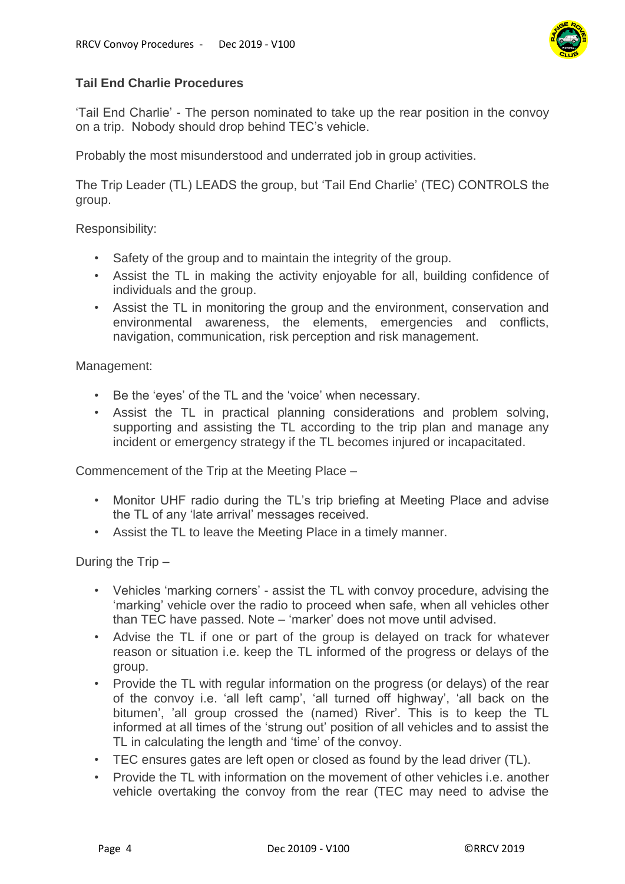### Tail End Charlie Procedures

'Tail End Charlie' - The person nominated to take up the rear position in the convoy on a trip. Nobody should drop behind TEC's vehicle.

Probably the most misunderstood and underrated job in group activities.

The Trip Leader (TL) LEADS the group, but 'Tail End Charlie' (TEC) CONTROLS the group.

Responsibility:

- Safety of the group and to maintain the integrity of the group.
- Assist the TL in making the activity enjoyable for all, building confidence of individuals and the group.
- Assist the TL in monitoring the group and the environment, conservation and environmental awareness, the elements, emergencies and conflicts, navigation, communication, risk perception and risk management.

Management:

- Be the 'eyes' of the TL and the 'voice' when necessary.
- Assist the TL in practical planning considerations and problem solving, supporting and assisting the TL according to the trip plan and manage any incident or emergency strategy if the TL becomes injured or incapacitated.

Commencement of the Trip at the Meeting Place –

- Monitor UHF radio during the TL's trip briefing at Meeting Place and advise the TL of any 'late arrival' messages received.
- Assist the TL to leave the Meeting Place in a timely manner.

During the Trip –

- Vehicles 'marking corners' - assist the TL with convoy procedure, advising the 'marking' vehicle over the radio to proceed when safe, when all vehicles other than TEC have passed. Note – 'marker' does not move until advised.
- Advise the TL if one or part of the group is delayed on track for whatever reason or situation i.e. keep the TL informed of the progress or delays of the group.
- Provide the TL with regular information on the progress (or delays) of the rear of the convoy i.e. 'all left camp', 'all turned off highway', 'all back on the bitumen', 'all group crossed the (named) River'. This is to keep the TL informed at all times of the 'strung out' position of all vehicles and to assist the TL in calculating the length and 'time' of the convoy.
- TEC ensures gates are left open or closed as found by the lead driver (TL).
- Provide the TL with information on the movement of other vehicles i.e. another vehicle overtaking the convoy from the rear (TEC may need to advise the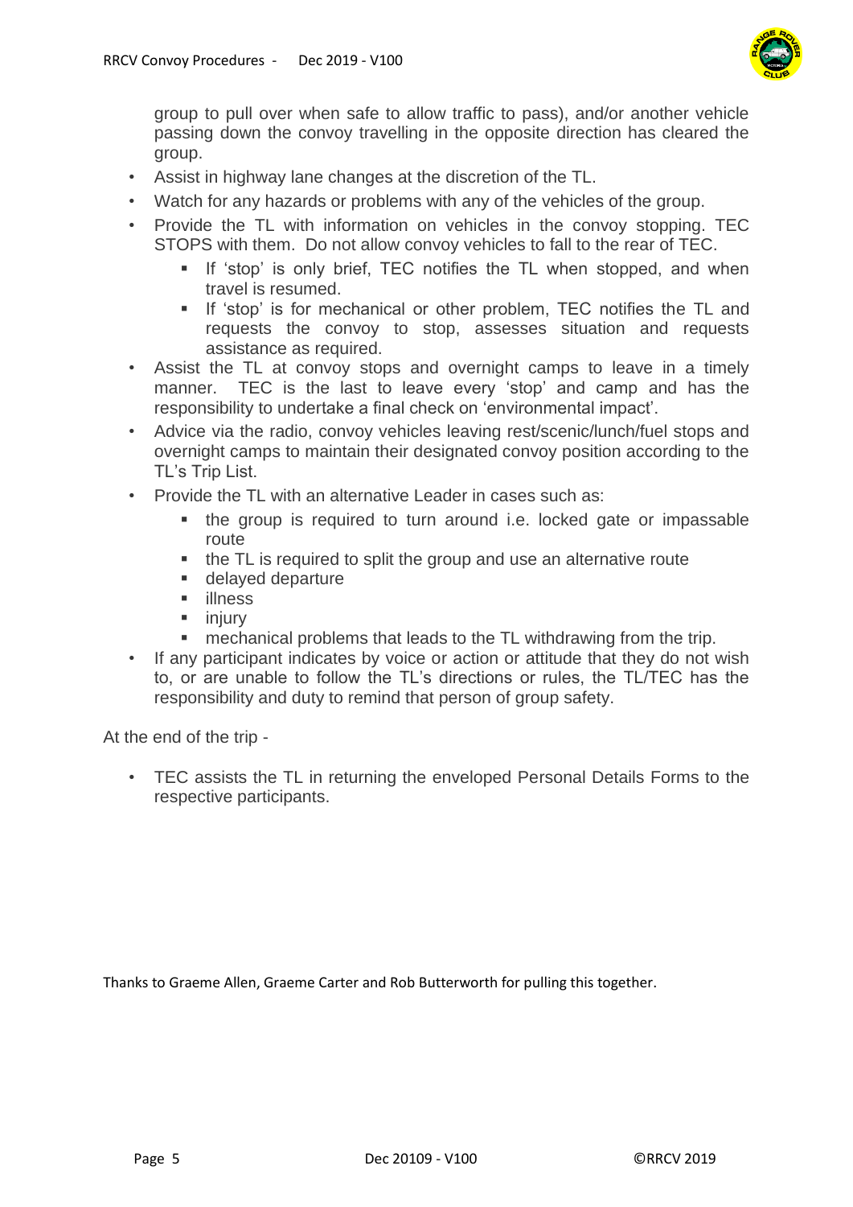group to pull over when safe to allow traffic to pass), and/or another vehicle passing down the convoy travelling in the opposite direction has cleared the group.

- Assist in highway lane changes at the discretion of the TL.
- Watch for any hazards or problems with any of the vehicles of the group.
- Provide the TL with information on vehicles in the convoy stopping. TEC STOPS with them. Do not allow convoy vehicles to fall to the rear of TEC.
  - If 'stop' is only brief, TEC notifies the TL when stopped, and when travel is resumed.
  - If 'stop' is for mechanical or other problem, TEC notifies the TL and requests the convoy to stop, assesses situation and requests assistance as required.
- Assist the TL at convoy stops and overnight camps to leave in a timely manner. TEC is the last to leave every 'stop' and camp and has the responsibility to undertake a final check on 'environmental impact'.
- Advice via the radio, convoy vehicles leaving rest/scenic/lunch/fuel stops and overnight camps to maintain their designated convoy position according to the TL's Trip List.
- Provide the TL with an alternative Leader in cases such as:
  - the group is required to turn around i.e. locked gate or impassable route
  - the TL is required to split the group and use an alternative route
  - delayed departure
  - illness
  - injury
  - mechanical problems that leads to the TL withdrawing from the trip.
- If any participant indicates by voice or action or attitude that they do not wish to, or are unable to follow the TL's directions or rules, the TL/TEC has the responsibility and duty to remind that person of group safety.

At the end of the trip -

- TEC assists the TL in returning the enveloped Personal Details Forms to the respective participants.

Thanks to Graeme Allen, Graeme Carter and Rob Butterworth for pulling this together.